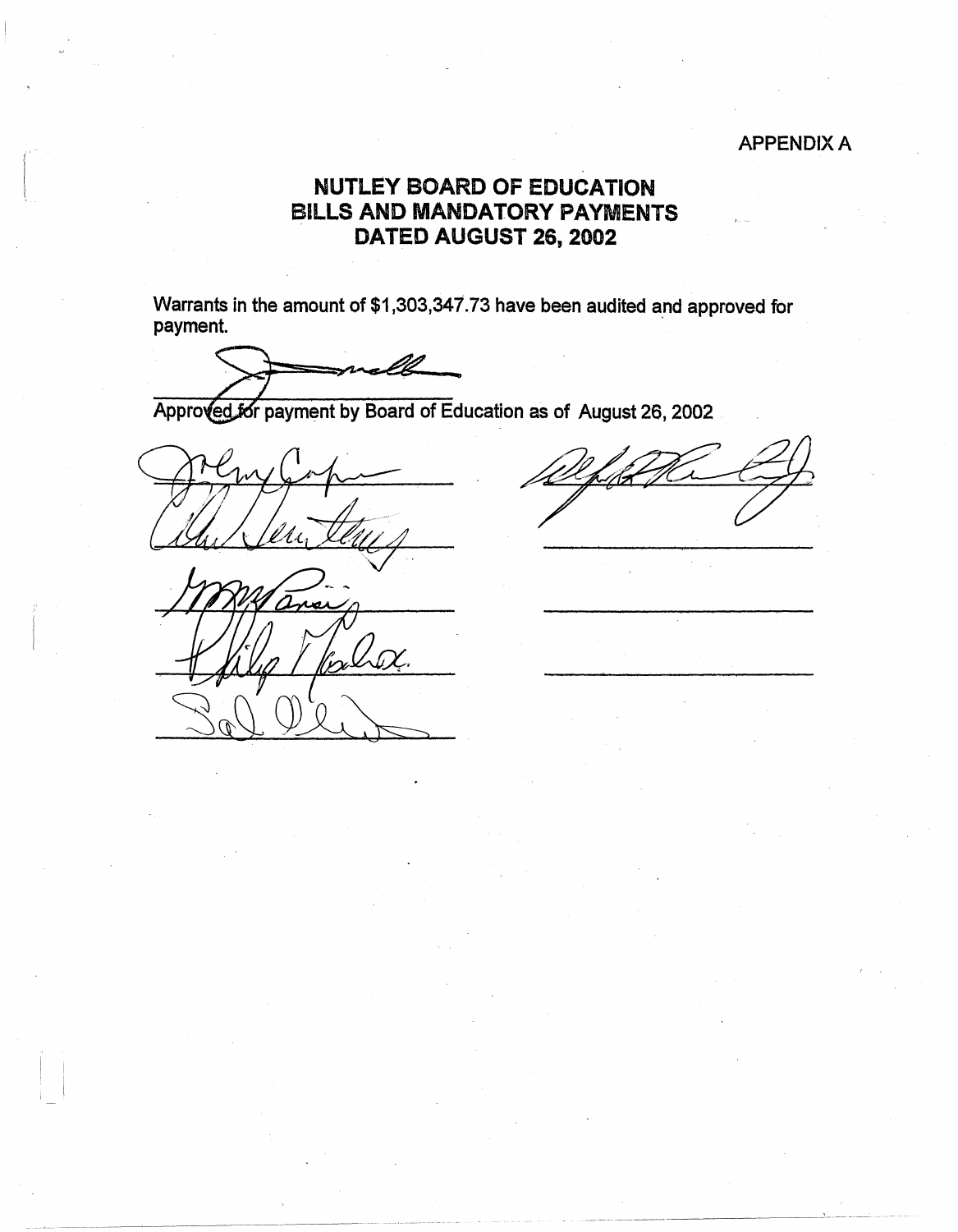APPENDIX A

# NUTLEY BOARD OF EDUCATION
# BILLS AND MANDATORY PAYMENTS
# DATED AUGUST 26, 2002

Warrants in the amount of $1,303,347.73 have been audited and approved for payment.

Approved for payment by Board of Education as of August 26, 2002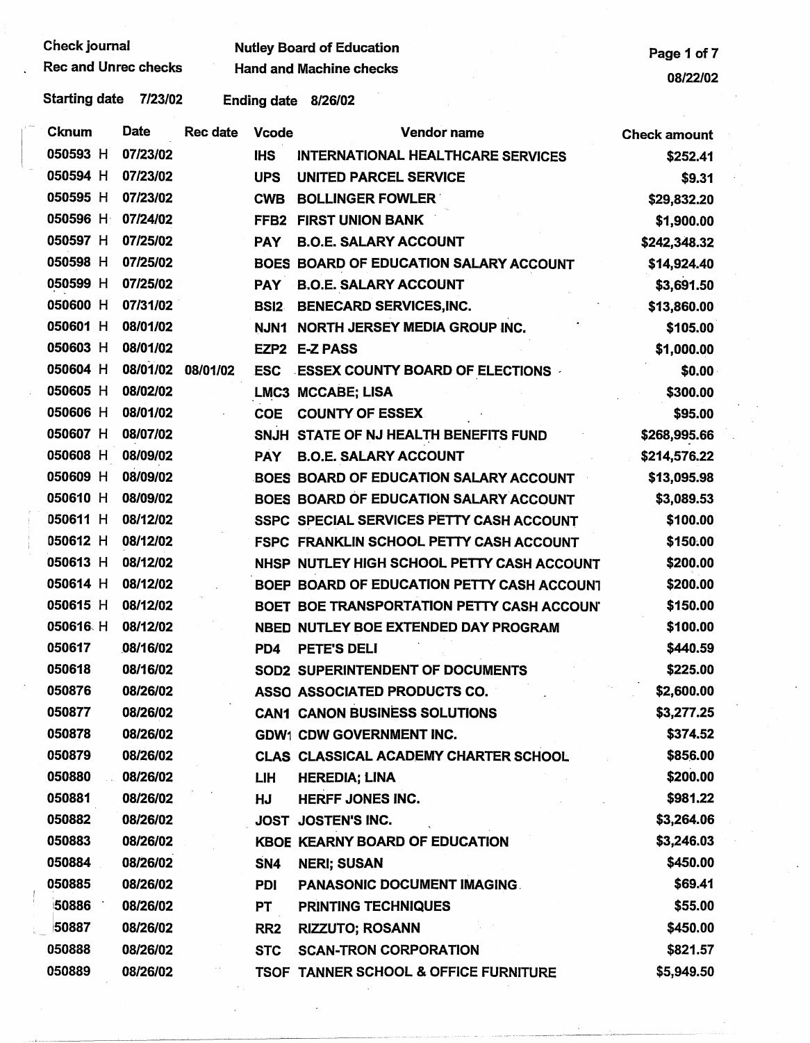Check journal | Nutley Board of Education
Rec and Unrec checks | Hand and Machine checks

08/22/02

Starting date 7/23/02 Ending date 8/26/02

| Cknum | Date | Rec date | Vcode | Vendor name | Check amount |
|---|---|---|---|---|---|
| 050593 H | 07/23/02 | | IHS | INTERNATIONAL HEALTHCARE SERVICES | $252.41 |
| 050594 H | 07/23/02 | | UPS | UNITED PARCEL SERVICE | $9.31 |
| 050595 H | 07/23/02 | | CWB | BOLLINGER FOWLER | $29,832.20 |
| 050596 H | 07/24/02 | | FFB2 | FIRST UNION BANK | $1,900.00 |
| 050597 H | 07/25/02 | | PAY | B.O.E. SALARY ACCOUNT | $242,348.32 |
| 050598 H | 07/25/02 | | BOES | BOARD OF EDUCATION SALARY ACCOUNT | $14,924.40 |
| 050599 H | 07/25/02 | | PAY | B.O.E. SALARY ACCOUNT | $3,691.50 |
| 050600 H | 07/31/02 | | BSI2 | BENECARD SERVICES,INC. | $13,860.00 |
| 050601 H | 08/01/02 | | NJN1 | NORTH JERSEY MEDIA GROUP INC. | $105.00 |
| 050603 H | 08/01/02 | | EZP2 | E-Z PASS | $1,000.00 |
| 050604 H | 08/01/02 | 08/01/02 | ESC | ESSEX COUNTY BOARD OF ELECTIONS | $0.00 |
| 050605 H | 08/02/02 | | LMC3 | MCCABE; LISA | $300.00 |
| 050606 H | 08/01/02 | | COE | COUNTY OF ESSEX | $95.00 |
| 050607 H | 08/07/02 | | SNJH | STATE OF NJ HEALTH BENEFITS FUND | $268,995.66 |
| 050608 H | 08/09/02 | | PAY | B.O.E. SALARY ACCOUNT | $214,576.22 |
| 050609 H | 08/09/02 | | BOES | BOARD OF EDUCATION SALARY ACCOUNT | $13,095.98 |
| 050610 H | 08/09/02 | | BOES | BOARD OF EDUCATION SALARY ACCOUNT | $3,089.53 |
| 050611 H | 08/12/02 | | SSPC | SPECIAL SERVICES PETTY CASH ACCOUNT | $100.00 |
| 050612 H | 08/12/02 | | FSPC | FRANKLIN SCHOOL PETTY CASH ACCOUNT | $150.00 |
| 050613 H | 08/12/02 | | NHSP | NUTLEY HIGH SCHOOL PETTY CASH ACCOUNT | $200.00 |
| 050614 H | 08/12/02 | | BOEP | BOARD OF EDUCATION PETTY CASH ACCOUNT | $200.00 |
| 050615 H | 08/12/02 | | BOET | BOE TRANSPORTATION PETTY CASH ACCOUN | $150.00 |
| 050616 H | 08/12/02 | | NBED | NUTLEY BOE EXTENDED DAY PROGRAM | $100.00 |
| 050617 | 08/16/02 | | PD4 | PETE'S DELI | $440.59 |
| 050618 | 08/16/02 | | SOD2 | SUPERINTENDENT OF DOCUMENTS | $225.00 |
| 050876 | 08/26/02 | | ASSO | ASSOCIATED PRODUCTS CO. | $2,600.00 |
| 050877 | 08/26/02 | | CAN1 | CANON BUSINESS SOLUTIONS | $3,277.25 |
| 050878 | 08/26/02 | | GDW1 | CDW GOVERNMENT INC. | $374.52 |
| 050879 | 08/26/02 | | CLAS | CLASSICAL ACADEMY CHARTER SCHOOL | $856.00 |
| 050880 | 08/26/02 | | LIH | HEREDIA; LINA | $200.00 |
| 050881 | 08/26/02 | | HJ | HERFF JONES INC. | $981.22 |
| 050882 | 08/26/02 | | JOST | JOSTEN'S INC. | $3,264.06 |
| 050883 | 08/26/02 | | KBOE | KEARNY BOARD OF EDUCATION | $3,246.03 |
| 050884 | 08/26/02 | | SN4 | NERI; SUSAN | $450.00 |
| 050885 | 08/26/02 | | PDI | PANASONIC DOCUMENT IMAGING | $69.41 |
| 050886 | 08/26/02 | | PT | PRINTING TECHNIQUES | $55.00 |
| 050887 | 08/26/02 | | RR2 | RIZZUTO; ROSANN | $450.00 |
| 050888 | 08/26/02 | | STC | SCAN-TRON CORPORATION | $821.57 |
| 050889 | 08/26/02 | | TSOF | TANNER SCHOOL & OFFICE FURNITURE | $5,949.50 |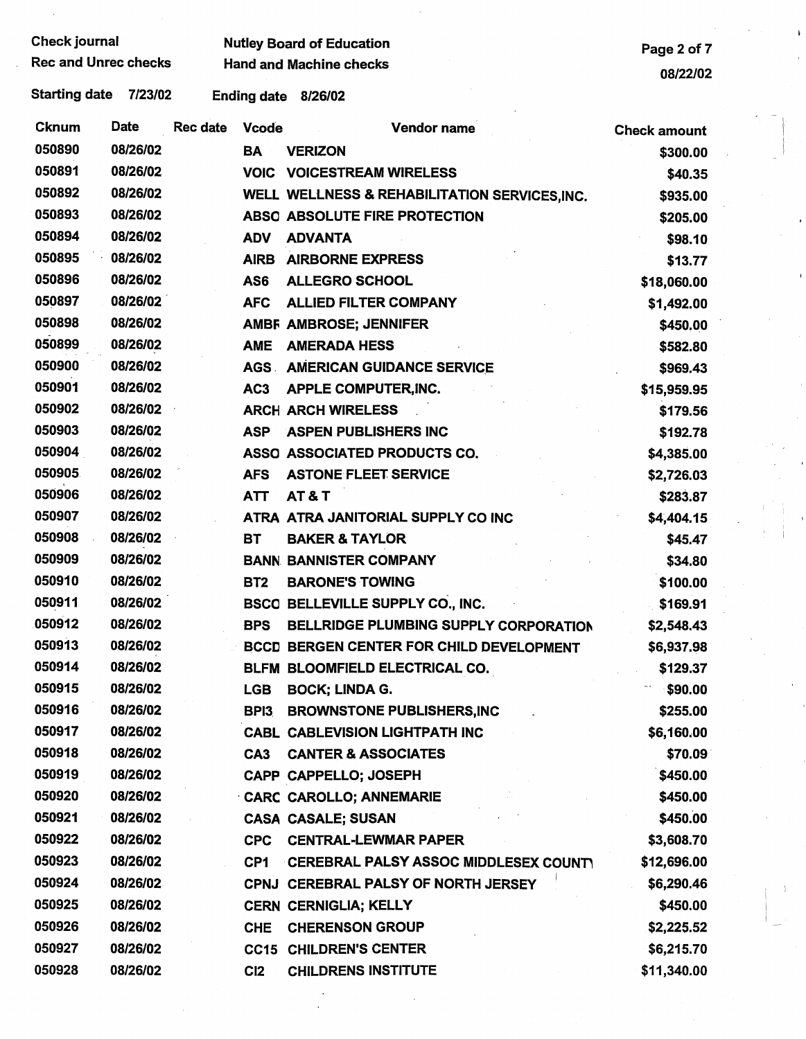Check journal
Rec and Unrec checks

Nutley Board of Education
Hand and Machine checks

08/22/02

Starting date 7/23/02 Ending date 8/26/02

| Cknum | Date | Rec date | Vcode | Vendor name | Check amount |
|---|---|---|---|---|---|
| 050890 | 08/26/02 | | BA | VERIZON | $300.00 |
| 050891 | 08/26/02 | | VOIC | VOICESTREAM WIRELESS | $40.35 |
| 050892 | 08/26/02 | | WELL | WELLNESS & REHABILITATION SERVICES,INC. | $935.00 |
| 050893 | 08/26/02 | | ABSC | ABSOLUTE FIRE PROTECTION | $205.00 |
| 050894 | 08/26/02 | | ADV | ADVANTA | $98.10 |
| 050895 | 08/26/02 | | AIRB | AIRBORNE EXPRESS | $13.77 |
| 050896 | 08/26/02 | | AS6 | ALLEGRO SCHOOL | $18,060.00 |
| 050897 | 08/26/02 | | AFC | ALLIED FILTER COMPANY | $1,492.00 |
| 050898 | 08/26/02 | | AMBF | AMBROSE; JENNIFER | $450.00 |
| 050899 | 08/26/02 | | AME | AMERADA HESS | $582.80 |
| 050900 | 08/26/02 | | AGS | AMERICAN GUIDANCE SERVICE | $969.43 |
| 050901 | 08/26/02 | | AC3 | APPLE COMPUTER,INC. | $15,959.95 |
| 050902 | 08/26/02 | | ARCH | ARCH WIRELESS | $179.56 |
| 050903 | 08/26/02 | | ASP | ASPEN PUBLISHERS INC | $192.78 |
| 050904 | 08/26/02 | | ASSC | ASSOCIATED PRODUCTS CO. | $4,385.00 |
| 050905 | 08/26/02 | | AFS | ASTONE FLEET SERVICE | $2,726.03 |
| 050906 | 08/26/02 | | ATT | AT & T | $283.87 |
| 050907 | 08/26/02 | | ATRA | ATRA JANITORIAL SUPPLY CO INC | $4,404.15 |
| 050908 | 08/26/02 | | BT | BAKER & TAYLOR | $45.47 |
| 050909 | 08/26/02 | | BANN | BANNISTER COMPANY | $34.80 |
| 050910 | 08/26/02 | | BT2 | BARONE'S TOWING | $100.00 |
| 050911 | 08/26/02 | | BSCC | BELLEVILLE SUPPLY CO., INC. | $169.91 |
| 050912 | 08/26/02 | | BPS | BELLRIDGE PLUMBING SUPPLY CORPORATION | $2,548.43 |
| 050913 | 08/26/02 | | BCCD | BERGEN CENTER FOR CHILD DEVELOPMENT | $6,937.98 |
| 050914 | 08/26/02 | | BLFM | BLOOMFIELD ELECTRICAL CO. | $129.37 |
| 050915 | 08/26/02 | | LGB | BOCK; LINDA G. | $90.00 |
| 050916 | 08/26/02 | | BPI3 | BROWNSTONE PUBLISHERS,INC | $255.00 |
| 050917 | 08/26/02 | | CABL | CABLEVISION LIGHTPATH INC | $6,160.00 |
| 050918 | 08/26/02 | | CA3 | CANTER & ASSOCIATES | $70.09 |
| 050919 | 08/26/02 | | CAPP | CAPPELLO; JOSEPH | $450.00 |
| 050920 | 08/26/02 | | CARC | CAROLLO; ANNEMARIE | $450.00 |
| 050921 | 08/26/02 | | CASA | CASALE; SUSAN | $450.00 |
| 050922 | 08/26/02 | | CPC | CENTRAL-LEWMAR PAPER | $3,608.70 |
| 050923 | 08/26/02 | | CP1 | CEREBRAL PALSY ASSOC MIDDLESEX COUNTY | $12,696.00 |
| 050924 | 08/26/02 | | CPNJ | CEREBRAL PALSY OF NORTH JERSEY | $6,290.46 |
| 050925 | 08/26/02 | | CERN | CERNIGLIA; KELLY | $450.00 |
| 050926 | 08/26/02 | | CHE | CHERENSON GROUP | $2,225.52 |
| 050927 | 08/26/02 | | CC15 | CHILDREN'S CENTER | $6,215.70 |
| 050928 | 08/26/02 | | CI2 | CHILDRENS INSTITUTE | $11,340.00 |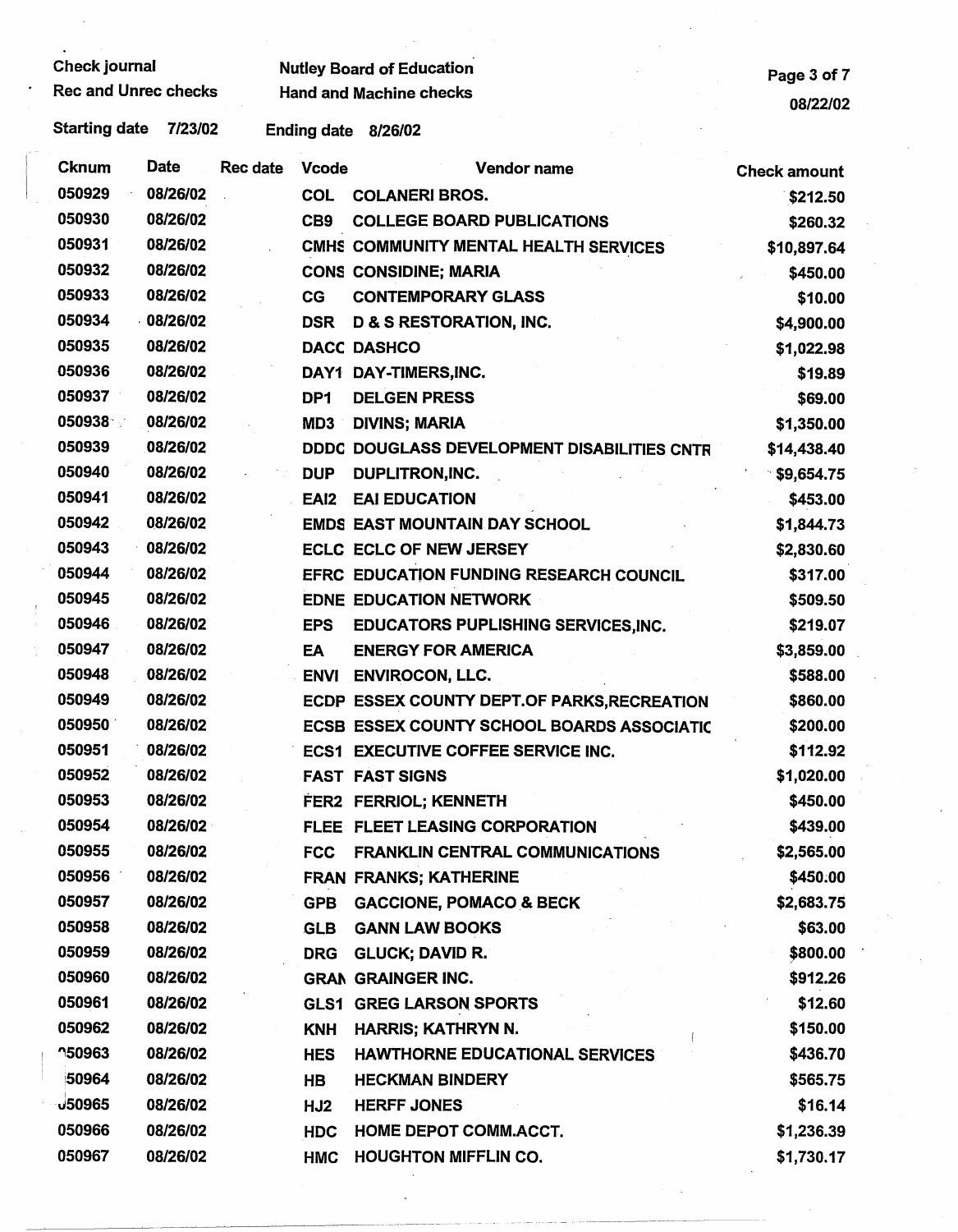Check journal
Rec and Unrec checks

Nutley Board of Education
Hand and Machine checks

08/22/02

Starting date 7/23/02 Ending date 8/26/02

| Cknum | Date | Rec date | Vcode | Vendor name | Check amount |
|---|---|---|---|---|---|
| 050929 | 08/26/02 | | COL | COLANERI BROS. | $212.50 |
| 050930 | 08/26/02 | | CB9 | COLLEGE BOARD PUBLICATIONS | $260.32 |
| 050931 | 08/26/02 | | CMHS | COMMUNITY MENTAL HEALTH SERVICES | $10,897.64 |
| 050932 | 08/26/02 | | CONS | CONSIDINE; MARIA | $450.00 |
| 050933 | 08/26/02 | | CG | CONTEMPORARY GLASS | $10.00 |
| 050934 | 08/26/02 | | DSR | D & S RESTORATION, INC. | $4,900.00 |
| 050935 | 08/26/02 | | DACC | DASHCO | $1,022.98 |
| 050936 | 08/26/02 | | DAY1 | DAY-TIMERS,INC. | $19.89 |
| 050937 | 08/26/02 | | DP1 | DELGEN PRESS | $69.00 |
| 050938 | 08/26/02 | | MD3 | DIVINS; MARIA | $1,350.00 |
| 050939 | 08/26/02 | | DDDC | DOUGLASS DEVELOPMENT DISABILITIES CNTR | $14,438.40 |
| 050940 | 08/26/02 | | DUP | DUPLITRON,INC. | $9,654.75 |
| 050941 | 08/26/02 | | EAI2 | EAI EDUCATION | $453.00 |
| 050942 | 08/26/02 | | EMDS | EAST MOUNTAIN DAY SCHOOL | $1,844.73 |
| 050943 | 08/26/02 | | ECLC | ECLC OF NEW JERSEY | $2,830.60 |
| 050944 | 08/26/02 | | EFRC | EDUCATION FUNDING RESEARCH COUNCIL | $317.00 |
| 050945 | 08/26/02 | | EDNE | EDUCATION NETWORK | $509.50 |
| 050946 | 08/26/02 | | EPS | EDUCATORS PUPLISHING SERVICES,INC. | $219.07 |
| 050947 | 08/26/02 | | EA | ENERGY FOR AMERICA | $3,859.00 |
| 050948 | 08/26/02 | | ENVI | ENVIROCON, LLC. | $588.00 |
| 050949 | 08/26/02 | | ECDP | ESSEX COUNTY DEPT.OF PARKS,RECREATION | $860.00 |
| 050950 | 08/26/02 | | ECSB | ESSEX COUNTY SCHOOL BOARDS ASSOCIATIC | $200.00 |
| 050951 | 08/26/02 | | ECS1 | EXECUTIVE COFFEE SERVICE INC. | $112.92 |
| 050952 | 08/26/02 | | FAST | FAST SIGNS | $1,020.00 |
| 050953 | 08/26/02 | | FER2 | FERRIOL; KENNETH | $450.00 |
| 050954 | 08/26/02 | | FLEE | FLEET LEASING CORPORATION | $439.00 |
| 050955 | 08/26/02 | | FCC | FRANKLIN CENTRAL COMMUNICATIONS | $2,565.00 |
| 050956 | 08/26/02 | | FRAN | FRANKS; KATHERINE | $450.00 |
| 050957 | 08/26/02 | | GPB | GACCIONE, POMACO & BECK | $2,683.75 |
| 050958 | 08/26/02 | | GLB | GANN LAW BOOKS | $63.00 |
| 050959 | 08/26/02 | | DRG | GLUCK; DAVID R. | $800.00 |
| 050960 | 08/26/02 | | GRAN | GRAINGER INC. | $912.26 |
| 050961 | 08/26/02 | | GLS1 | GREG LARSON SPORTS | $12.60 |
| 050962 | 08/26/02 | | KNH | HARRIS; KATHRYN N. | $150.00 |
| 050963 | 08/26/02 | | HES | HAWTHORNE EDUCATIONAL SERVICES | $436.70 |
| 050964 | 08/26/02 | | HB | HECKMAN BINDERY | $565.75 |
| 050965 | 08/26/02 | | HJ2 | HERFF JONES | $16.14 |
| 050966 | 08/26/02 | | HDC | HOME DEPOT COMM.ACCT. | $1,236.39 |
| 050967 | 08/26/02 | | HMC | HOUGHTON MIFFLIN CO. | $1,730.17 |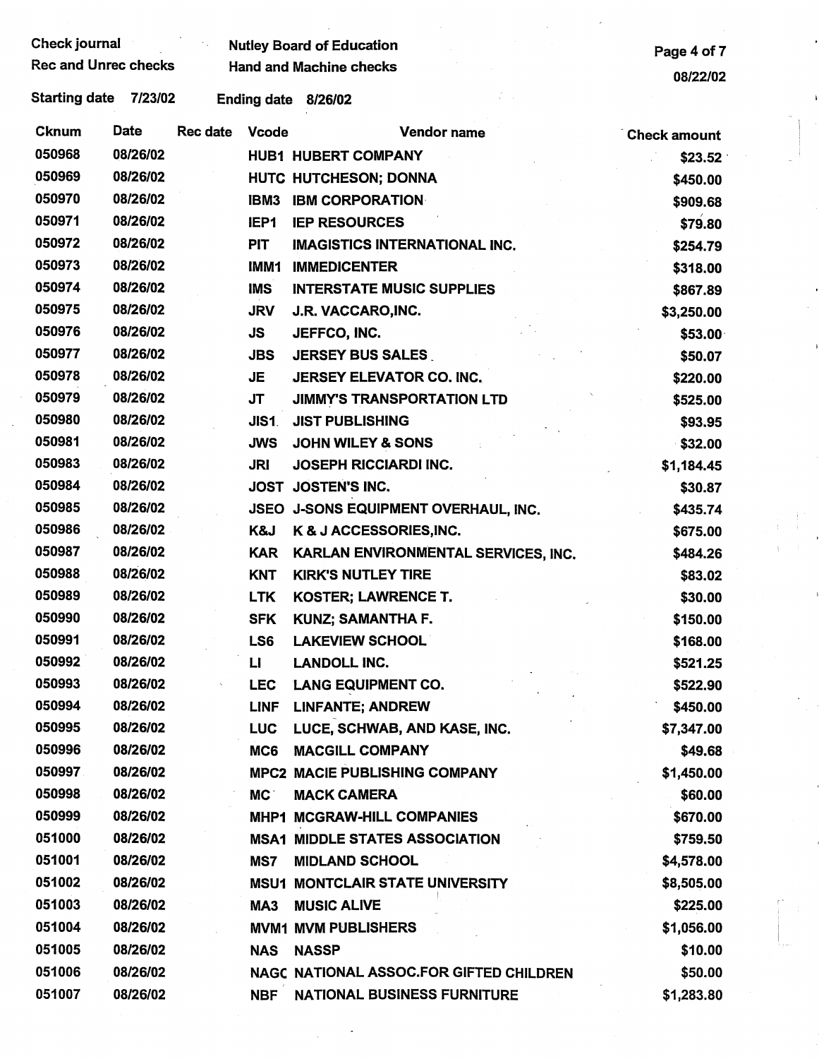Check journal
Rec and Unrec checks

Nutley Board of Education
Hand and Machine checks

08/22/02

Starting date 7/23/02 Ending date 8/26/02

| Cknum | Date | Rec date | Vcode | Vendor name | Check amount |
|---|---|---|---|---|---|
| 050968 | 08/26/02 | | HUB1 | HUBERT COMPANY | $23.52 |
| 050969 | 08/26/02 | | HUTC | HUTCHESON; DONNA | $450.00 |
| 050970 | 08/26/02 | | IBM3 | IBM CORPORATION | $909.68 |
| 050971 | 08/26/02 | | IEP1 | IEP RESOURCES | $79.80 |
| 050972 | 08/26/02 | | PIT | IMAGISTICS INTERNATIONAL INC. | $254.79 |
| 050973 | 08/26/02 | | IMM1 | IMMEDICENTER | $318.00 |
| 050974 | 08/26/02 | | IMS | INTERSTATE MUSIC SUPPLIES | $867.89 |
| 050975 | 08/26/02 | | JRV | J.R. VACCARO,INC. | $3,250.00 |
| 050976 | 08/26/02 | | JS | JEFFCO, INC. | $53.00 |
| 050977 | 08/26/02 | | JBS | JERSEY BUS SALES | $50.07 |
| 050978 | 08/26/02 | | JE | JERSEY ELEVATOR CO. INC. | $220.00 |
| 050979 | 08/26/02 | | JT | JIMMY'S TRANSPORTATION LTD | $525.00 |
| 050980 | 08/26/02 | | JIS1 | JIST PUBLISHING | $93.95 |
| 050981 | 08/26/02 | | JWS | JOHN WILEY & SONS | $32.00 |
| 050983 | 08/26/02 | | JRI | JOSEPH RICCIARDI INC. | $1,184.45 |
| 050984 | 08/26/02 | | JOST | JOSTEN'S INC. | $30.87 |
| 050985 | 08/26/02 | | JSEO | J-SONS EQUIPMENT OVERHAUL, INC. | $435.74 |
| 050986 | 08/26/02 | | K&J | K & J ACCESSORIES,INC. | $675.00 |
| 050987 | 08/26/02 | | KAR | KARLAN ENVIRONMENTAL SERVICES, INC. | $484.26 |
| 050988 | 08/26/02 | | KNT | KIRK'S NUTLEY TIRE | $83.02 |
| 050989 | 08/26/02 | | LTK | KOSTER; LAWRENCE T. | $30.00 |
| 050990 | 08/26/02 | | SFK | KUNZ; SAMANTHA F. | $150.00 |
| 050991 | 08/26/02 | | LS6 | LAKEVIEW SCHOOL | $168.00 |
| 050992 | 08/26/02 | | LI | LANDOLL INC. | $521.25 |
| 050993 | 08/26/02 | | LEC | LANG EQUIPMENT CO. | $522.90 |
| 050994 | 08/26/02 | | LINF | LINFANTE; ANDREW | $450.00 |
| 050995 | 08/26/02 | | LUC | LUCE, SCHWAB, AND KASE, INC. | $7,347.00 |
| 050996 | 08/26/02 | | MC6 | MACGILL COMPANY | $49.68 |
| 050997 | 08/26/02 | | MPC2 | MACIE PUBLISHING COMPANY | $1,450.00 |
| 050998 | 08/26/02 | | MC | MACK CAMERA | $60.00 |
| 050999 | 08/26/02 | | MHP1 | MCGRAW-HILL COMPANIES | $670.00 |
| 051000 | 08/26/02 | | MSA1 | MIDDLE STATES ASSOCIATION | $759.50 |
| 051001 | 08/26/02 | | MS7 | MIDLAND SCHOOL | $4,578.00 |
| 051002 | 08/26/02 | | MSU1 | MONTCLAIR STATE UNIVERSITY | $8,505.00 |
| 051003 | 08/26/02 | | MA3 | MUSIC ALIVE | $225.00 |
| 051004 | 08/26/02 | | MVM1 | MVM PUBLISHERS | $1,056.00 |
| 051005 | 08/26/02 | | NAS | NASSP | $10.00 |
| 051006 | 08/26/02 | | NAGC | NATIONAL ASSOC.FOR GIFTED CHILDREN | $50.00 |
| 051007 | 08/26/02 | | NBF | NATIONAL BUSINESS FURNITURE | $1,283.80 |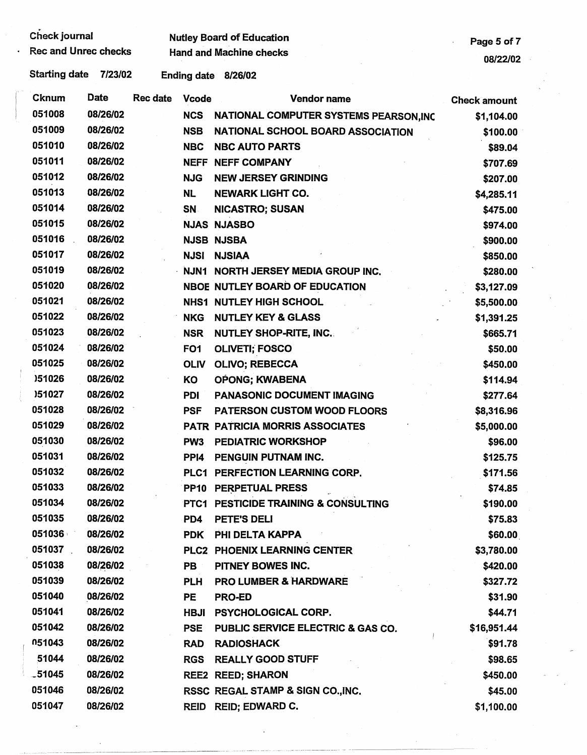Check journal  Nutley Board of Education

Rec and Unrec checks  Hand and Machine checks

08/22/02

Starting date 7/23/02  Ending date 8/26/02

| Cknum | Date | Rec date | Vcode | Vendor name | Check amount |
|---|---|---|---|---|---|
| 051008 | 08/26/02 | | NCS | NATIONAL COMPUTER SYSTEMS PEARSON,INC | $1,104.00 |
| 051009 | 08/26/02 | | NSB | NATIONAL SCHOOL BOARD ASSOCIATION | $100.00 |
| 051010 | 08/26/02 | | NBC | NBC AUTO PARTS | $89.04 |
| 051011 | 08/26/02 | | NEFF | NEFF COMPANY | $707.69 |
| 051012 | 08/26/02 | | NJG | NEW JERSEY GRINDING | $207.00 |
| 051013 | 08/26/02 | | NL | NEWARK LIGHT CO. | $4,285.11 |
| 051014 | 08/26/02 | | SN | NICASTRO; SUSAN | $475.00 |
| 051015 | 08/26/02 | | NJAS | NJASBO | $974.00 |
| 051016 | 08/26/02 | | NJSB | NJSBA | $900.00 |
| 051017 | 08/26/02 | | NJSI | NJSIAA | $850.00 |
| 051019 | 08/26/02 | | NJN1 | NORTH JERSEY MEDIA GROUP INC. | $280.00 |
| 051020 | 08/26/02 | | NBOE | NUTLEY BOARD OF EDUCATION | $3,127.09 |
| 051021 | 08/26/02 | | NHS1 | NUTLEY HIGH SCHOOL | $5,500.00 |
| 051022 | 08/26/02 | | NKG | NUTLEY KEY & GLASS | $1,391.25 |
| 051023 | 08/26/02 | | NSR | NUTLEY SHOP-RITE, INC. | $665.71 |
| 051024 | 08/26/02 | | FO1 | OLIVETI; FOSCO | $50.00 |
| 051025 | 08/26/02 | | OLIV | OLIVO; REBECCA | $450.00 |
| )51026 | 08/26/02 | | KO | OPONG; KWABENA | $114.94 |
| )51027 | 08/26/02 | | PDI | PANASONIC DOCUMENT IMAGING | $277.64 |
| 051028 | 08/26/02 | | PSF | PATERSON CUSTOM WOOD FLOORS | $8,316.96 |
| 051029 | 08/26/02 | | PATR | PATRICIA MORRIS ASSOCIATES | $5,000.00 |
| 051030 | 08/26/02 | | PW3 | PEDIATRIC WORKSHOP | $96.00 |
| 051031 | 08/26/02 | | PPI4 | PENGUIN PUTNAM INC. | $125.75 |
| 051032 | 08/26/02 | | PLC1 | PERFECTION LEARNING CORP. | $171.56 |
| 051033 | 08/26/02 | | PP10 | PERPETUAL PRESS | $74.85 |
| 051034 | 08/26/02 | | PTC1 | PESTICIDE TRAINING & CONSULTING | $190.00 |
| 051035 | 08/26/02 | | PD4 | PETE'S DELI | $75.83 |
| 051036 | 08/26/02 | | PDK | PHI DELTA KAPPA | $60.00 |
| 051037 | 08/26/02 | | PLC2 | PHOENIX LEARNING CENTER | $3,780.00 |
| 051038 | 08/26/02 | | PB | PITNEY BOWES INC. | $420.00 |
| 051039 | 08/26/02 | | PLH | PRO LUMBER & HARDWARE | $327.72 |
| 051040 | 08/26/02 | | PE | PRO-ED | $31.90 |
| 051041 | 08/26/02 | | HBJI | PSYCHOLOGICAL CORP. | $44.71 |
| 051042 | 08/26/02 | | PSE | PUBLIC SERVICE ELECTRIC & GAS CO. | $16,951.44 |
| 051043 | 08/26/02 | | RAD | RADIOSHACK | $91.78 |
| 51044 | 08/26/02 | | RGS | REALLY GOOD STUFF | $98.65 |
| _51045 | 08/26/02 | | REE2 | REED; SHARON | $450.00 |
| 051046 | 08/26/02 | | RSSC | REGAL STAMP & SIGN CO.,INC. | $45.00 |
| 051047 | 08/26/02 | | REID | REID; EDWARD C. | $1,100.00 |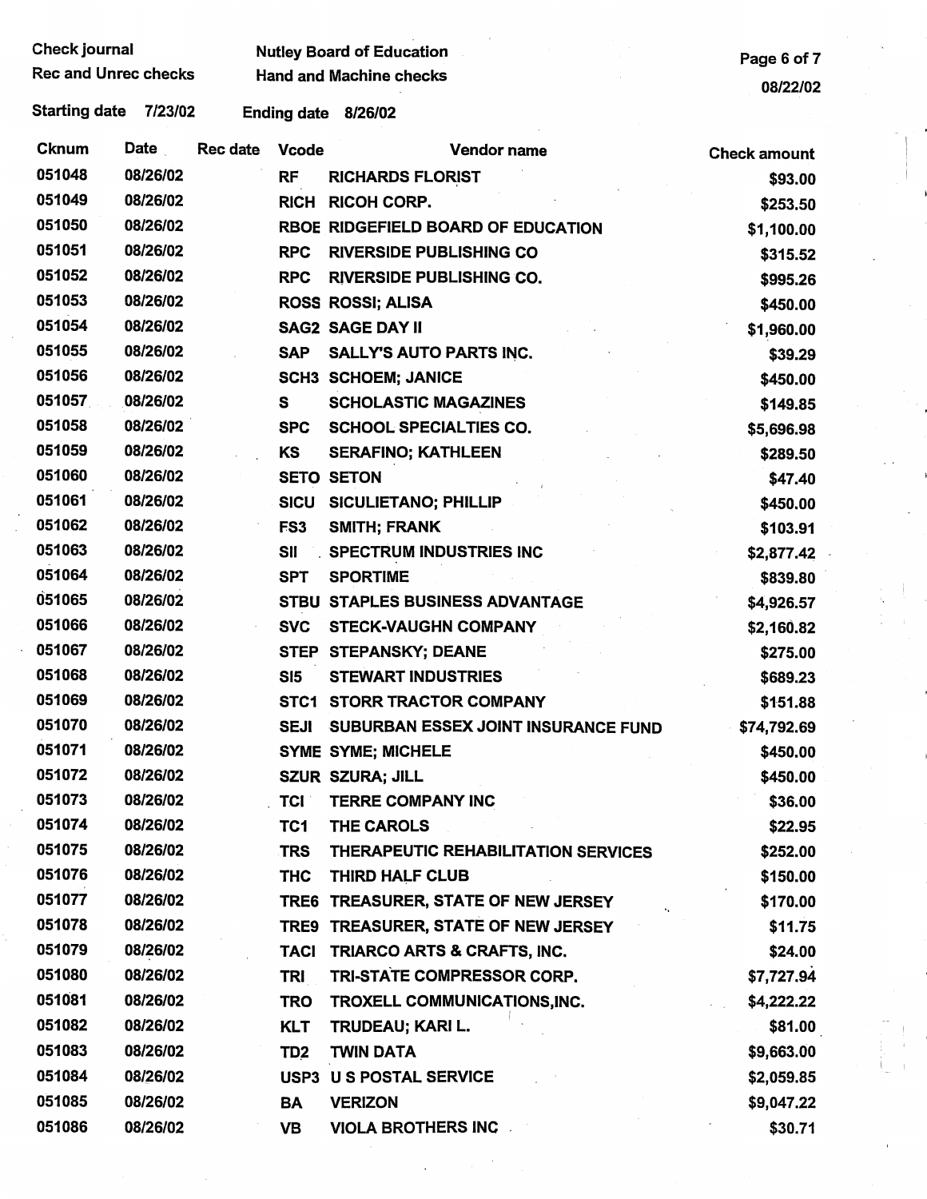Check journal
Rec and Unrec checks

Nutley Board of Education
Hand and Machine checks

08/22/02

Starting date 7/23/02 Ending date 8/26/02

| Cknum | Date | Rec date | Vcode | Vendor name | Check amount |
|---|---|---|---|---|---|
| 051048 | 08/26/02 | | RF | RICHARDS FLORIST | $93.00 |
| 051049 | 08/26/02 | | RICH | RICOH CORP. | $253.50 |
| 051050 | 08/26/02 | | RBOE | RIDGEFIELD BOARD OF EDUCATION | $1,100.00 |
| 051051 | 08/26/02 | | RPC | RIVERSIDE PUBLISHING CO | $315.52 |
| 051052 | 08/26/02 | | RPC | RIVERSIDE PUBLISHING CO. | $995.26 |
| 051053 | 08/26/02 | | ROSS | ROSSI; ALISA | $450.00 |
| 051054 | 08/26/02 | | SAG2 | SAGE DAY II | $1,960.00 |
| 051055 | 08/26/02 | | SAP | SALLY'S AUTO PARTS INC. | $39.29 |
| 051056 | 08/26/02 | | SCH3 | SCHOEM; JANICE | $450.00 |
| 051057 | 08/26/02 | | S | SCHOLASTIC MAGAZINES | $149.85 |
| 051058 | 08/26/02 | | SPC | SCHOOL SPECIALTIES CO. | $5,696.98 |
| 051059 | 08/26/02 | | KS | SERAFINO; KATHLEEN | $289.50 |
| 051060 | 08/26/02 | | SETO | SETON | $47.40 |
| 051061 | 08/26/02 | | SICU | SICULIETANO; PHILLIP | $450.00 |
| 051062 | 08/26/02 | | FS3 | SMITH; FRANK | $103.91 |
| 051063 | 08/26/02 | | SII | SPECTRUM INDUSTRIES INC | $2,877.42 |
| 051064 | 08/26/02 | | SPT | SPORTIME | $839.80 |
| 051065 | 08/26/02 | | STBU | STAPLES BUSINESS ADVANTAGE | $4,926.57 |
| 051066 | 08/26/02 | | SVC | STECK-VAUGHN COMPANY | $2,160.82 |
| 051067 | 08/26/02 | | STEP | STEPANSKY; DEANE | $275.00 |
| 051068 | 08/26/02 | | SI5 | STEWART INDUSTRIES | $689.23 |
| 051069 | 08/26/02 | | STC1 | STORR TRACTOR COMPANY | $151.88 |
| 051070 | 08/26/02 | | SEJI | SUBURBAN ESSEX JOINT INSURANCE FUND | $74,792.69 |
| 051071 | 08/26/02 | | SYME | SYME; MICHELE | $450.00 |
| 051072 | 08/26/02 | | SZUR | SZURA; JILL | $450.00 |
| 051073 | 08/26/02 | | TCI | TERRE COMPANY INC | $36.00 |
| 051074 | 08/26/02 | | TC1 | THE CAROLS | $22.95 |
| 051075 | 08/26/02 | | TRS | THERAPEUTIC REHABILITATION SERVICES | $252.00 |
| 051076 | 08/26/02 | | THC | THIRD HALF CLUB | $150.00 |
| 051077 | 08/26/02 | | TRE6 | TREASURER, STATE OF NEW JERSEY | $170.00 |
| 051078 | 08/26/02 | | TRE9 | TREASURER, STATE OF NEW JERSEY | $11.75 |
| 051079 | 08/26/02 | | TACI | TRIARCO ARTS & CRAFTS, INC. | $24.00 |
| 051080 | 08/26/02 | | TRI | TRI-STATE COMPRESSOR CORP. | $7,727.94 |
| 051081 | 08/26/02 | | TRO | TROXELL COMMUNICATIONS,INC. | $4,222.22 |
| 051082 | 08/26/02 | | KLT | TRUDEAU; KARI L. | $81.00 |
| 051083 | 08/26/02 | | TD2 | TWIN DATA | $9,663.00 |
| 051084 | 08/26/02 | | USP3 | U S POSTAL SERVICE | $2,059.85 |
| 051085 | 08/26/02 | | BA | VERIZON | $9,047.22 |
| 051086 | 08/26/02 | | VB | VIOLA BROTHERS INC | $30.71 |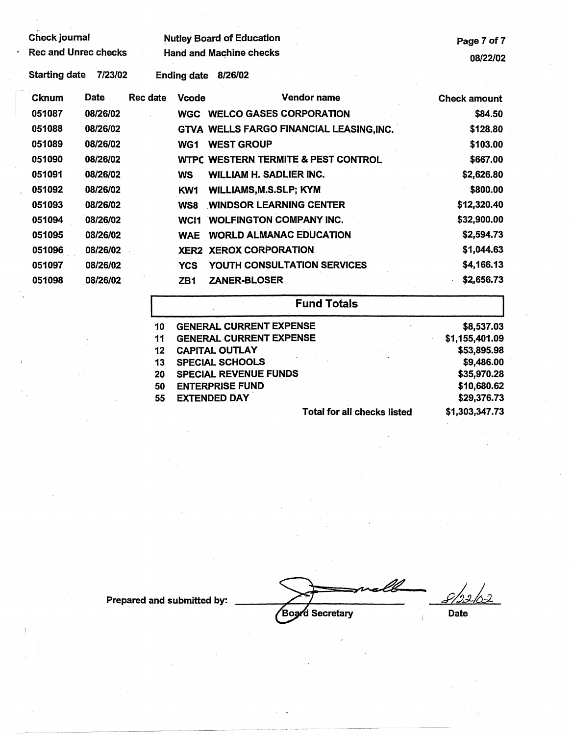Check journal | Nutley Board of Education
Rec and Unrec checks | Hand and Machine checks

08/22/02

Starting date 7/23/02 Ending date 8/26/02

| Cknum | Date | Rec date | Vcode | Vendor name | Check amount |
|---|---|---|---|---|---|
| 051087 | 08/26/02 | | WGC | WELCO GASES CORPORATION | $84.50 |
| 051088 | 08/26/02 | | GTVA | WELLS FARGO FINANCIAL LEASING,INC. | $128.80 |
| 051089 | 08/26/02 | | WG1 | WEST GROUP | $103.00 |
| 051090 | 08/26/02 | | WTPC | WESTERN TERMITE & PEST CONTROL | $667.00 |
| 051091 | 08/26/02 | | WS | WILLIAM H. SADLIER INC. | $2,626.80 |
| 051092 | 08/26/02 | | KW1 | WILLIAMS,M.S.SLP; KYM | $800.00 |
| 051093 | 08/26/02 | | WS8 | WINDSOR LEARNING CENTER | $12,320.40 |
| 051094 | 08/26/02 | | WCI1 | WOLFINGTON COMPANY INC. | $32,900.00 |
| 051095 | 08/26/02 | | WAE | WORLD ALMANAC EDUCATION | $2,594.73 |
| 051096 | 08/26/02 | | XER2 | XEROX CORPORATION | $1,044.63 |
| 051097 | 08/26/02 | | YCS | YOUTH CONSULTATION SERVICES | $4,166.13 |
| 051098 | 08/26/02 | | ZB1 | ZANER-BLOSER | $2,656.73 |

## Fund Totals

| | | |
|---|---|---|
| 10 | GENERAL CURRENT EXPENSE | $8,537.03 |
| 11 | GENERAL CURRENT EXPENSE | $1,155,401.09 |
| 12 | CAPITAL OUTLAY | $53,895.98 |
| 13 | SPECIAL SCHOOLS | $9,486.00 |
| 20 | SPECIAL REVENUE FUNDS | $35,970.28 |
| 50 | ENTERPRISE FUND | $10,680.62 |
| 55 | EXTENDED DAY | $29,376.73 |
| | Total for all checks listed | $1,303,347.73 |

Prepared and submitted by: ____________________ 8/22/02

Board Secretary Date